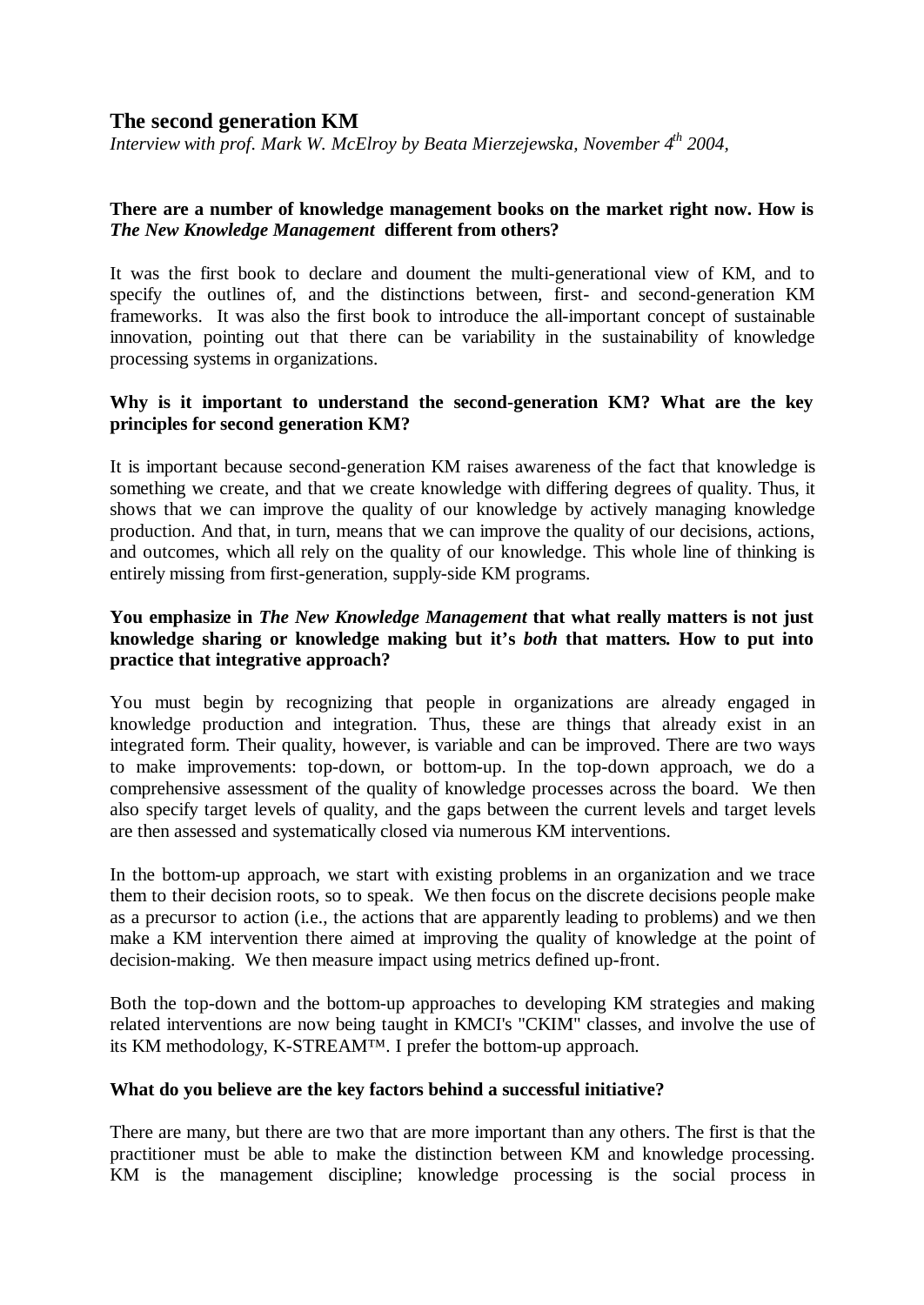# The second generation KM

*Interview with prof. Mark W. McElroy by Beata Mierzejewska, November 4$^{th}$ 2004,*

**There are a number of knowledge management books on the market right now. How is *The New Knowledge Management* different from others?**

It was the first book to declare and doument the multi-generational view of KM, and to specify the outlines of, and the distinctions between, first- and second-generation KM frameworks. It was also the first book to introduce the all-important concept of sustainable innovation, pointing out that there can be variability in the sustainability of knowledge processing systems in organizations.

**Why is it important to understand the second-generation KM? What are the key principles for second generation KM?**

It is important because second-generation KM raises awareness of the fact that knowledge is something we create, and that we create knowledge with differing degrees of quality. Thus, it shows that we can improve the quality of our knowledge by actively managing knowledge production. And that, in turn, means that we can improve the quality of our decisions, actions, and outcomes, which all rely on the quality of our knowledge. This whole line of thinking is entirely missing from first-generation, supply-side KM programs.

**You emphasize in *The New Knowledge Management* that what really matters is not just knowledge sharing or knowledge making but it's *both* that matters. How to put into practice that integrative approach?**

You must begin by recognizing that people in organizations are already engaged in knowledge production and integration. Thus, these are things that already exist in an integrated form. Their quality, however, is variable and can be improved. There are two ways to make improvements: top-down, or bottom-up. In the top-down approach, we do a comprehensive assessment of the quality of knowledge processes across the board. We then also specify target levels of quality, and the gaps between the current levels and target levels are then assessed and systematically closed via numerous KM interventions.

In the bottom-up approach, we start with existing problems in an organization and we trace them to their decision roots, so to speak. We then focus on the discrete decisions people make as a precursor to action (i.e., the actions that are apparently leading to problems) and we then make a KM intervention there aimed at improving the quality of knowledge at the point of decision-making. We then measure impact using metrics defined up-front.

Both the top-down and the bottom-up approaches to developing KM strategies and making related interventions are now being taught in KMCI's "CKIM" classes, and involve the use of its KM methodology, K-STREAM™. I prefer the bottom-up approach.

**What do you believe are the key factors behind a successful initiative?**

There are many, but there are two that are more important than any others. The first is that the practitioner must be able to make the distinction between KM and knowledge processing. KM is the management discipline; knowledge processing is the social process in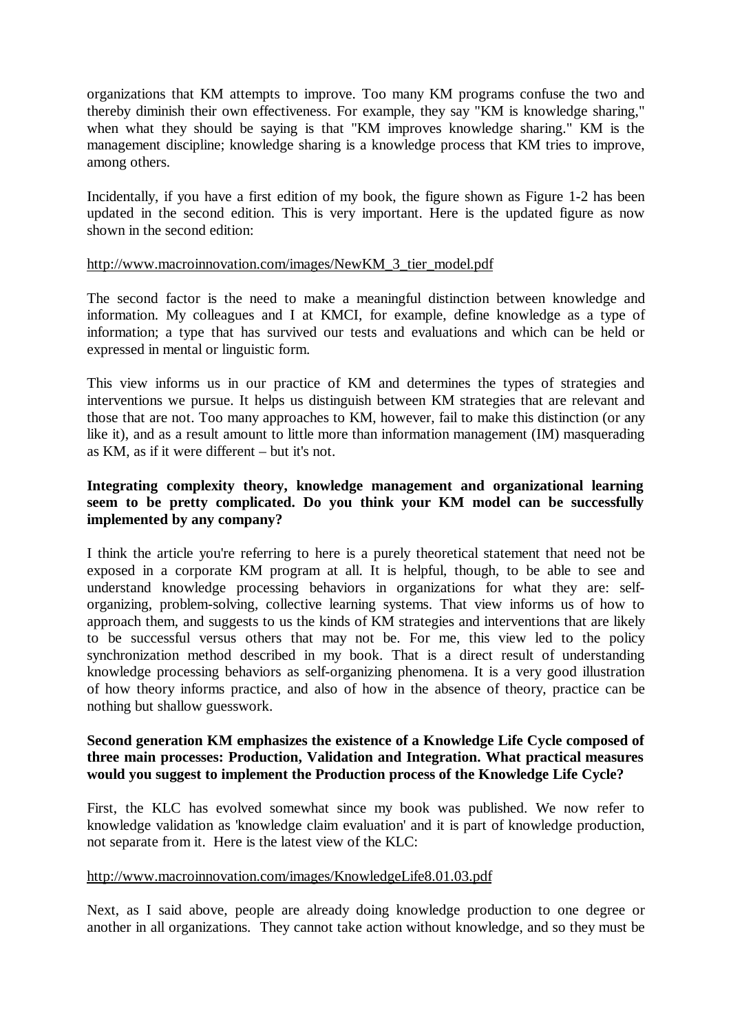organizations that KM attempts to improve. Too many KM programs confuse the two and thereby diminish their own effectiveness. For example, they say "KM is knowledge sharing," when what they should be saying is that "KM improves knowledge sharing." KM is the management discipline; knowledge sharing is a knowledge process that KM tries to improve, among others.

Incidentally, if you have a first edition of my book, the figure shown as Figure 1-2 has been updated in the second edition. This is very important. Here is the updated figure as now shown in the second edition:

http://www.macroinnovation.com/images/NewKM_3_tier_model.pdf

The second factor is the need to make a meaningful distinction between knowledge and information. My colleagues and I at KMCI, for example, define knowledge as a type of information; a type that has survived our tests and evaluations and which can be held or expressed in mental or linguistic form.

This view informs us in our practice of KM and determines the types of strategies and interventions we pursue. It helps us distinguish between KM strategies that are relevant and those that are not. Too many approaches to KM, however, fail to make this distinction (or any like it), and as a result amount to little more than information management (IM) masquerading as KM, as if it were different – but it's not.

**Integrating complexity theory, knowledge management and organizational learning seem to be pretty complicated. Do you think your KM model can be successfully implemented by any company?**

I think the article you're referring to here is a purely theoretical statement that need not be exposed in a corporate KM program at all. It is helpful, though, to be able to see and understand knowledge processing behaviors in organizations for what they are: self-organizing, problem-solving, collective learning systems. That view informs us of how to approach them, and suggests to us the kinds of KM strategies and interventions that are likely to be successful versus others that may not be. For me, this view led to the policy synchronization method described in my book. That is a direct result of understanding knowledge processing behaviors as self-organizing phenomena. It is a very good illustration of how theory informs practice, and also of how in the absence of theory, practice can be nothing but shallow guesswork.

**Second generation KM emphasizes the existence of a Knowledge Life Cycle composed of three main processes: Production, Validation and Integration. What practical measures would you suggest to implement the Production process of the Knowledge Life Cycle?**

First, the KLC has evolved somewhat since my book was published. We now refer to knowledge validation as 'knowledge claim evaluation' and it is part of knowledge production, not separate from it. Here is the latest view of the KLC:

http://www.macroinnovation.com/images/KnowledgeLife8.01.03.pdf

Next, as I said above, people are already doing knowledge production to one degree or another in all organizations. They cannot take action without knowledge, and so they must be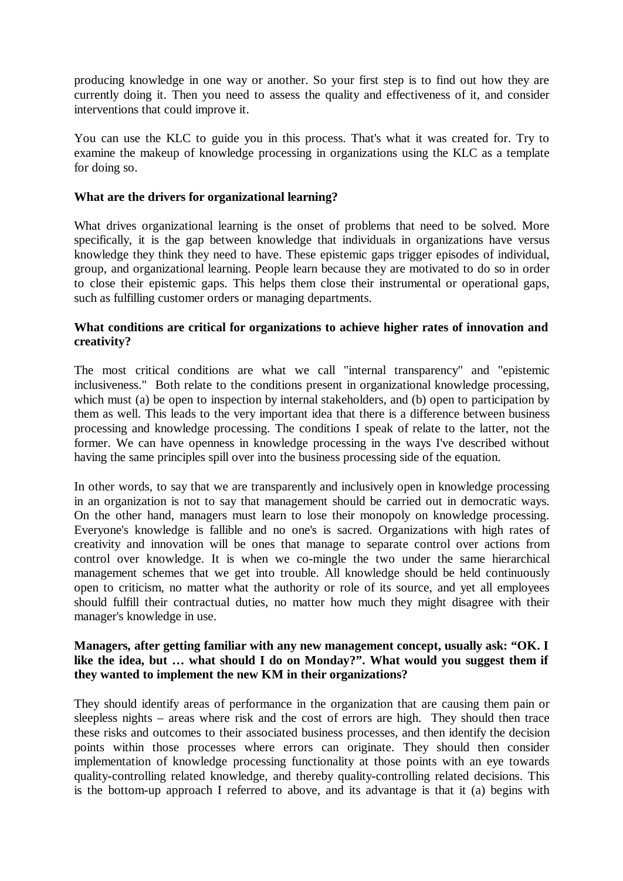producing knowledge in one way or another. So your first step is to find out how they are currently doing it. Then you need to assess the quality and effectiveness of it, and consider interventions that could improve it.

You can use the KLC to guide you in this process. That's what it was created for. Try to examine the makeup of knowledge processing in organizations using the KLC as a template for doing so.

**What are the drivers for organizational learning?**

What drives organizational learning is the onset of problems that need to be solved. More specifically, it is the gap between knowledge that individuals in organizations have versus knowledge they think they need to have. These epistemic gaps trigger episodes of individual, group, and organizational learning. People learn because they are motivated to do so in order to close their epistemic gaps. This helps them close their instrumental or operational gaps, such as fulfilling customer orders or managing departments.

**What conditions are critical for organizations to achieve higher rates of innovation and creativity?**

The most critical conditions are what we call "internal transparency" and "epistemic inclusiveness." Both relate to the conditions present in organizational knowledge processing, which must (a) be open to inspection by internal stakeholders, and (b) open to participation by them as well. This leads to the very important idea that there is a difference between business processing and knowledge processing. The conditions I speak of relate to the latter, not the former. We can have openness in knowledge processing in the ways I've described without having the same principles spill over into the business processing side of the equation.

In other words, to say that we are transparently and inclusively open in knowledge processing in an organization is not to say that management should be carried out in democratic ways. On the other hand, managers must learn to lose their monopoly on knowledge processing. Everyone's knowledge is fallible and no one's is sacred. Organizations with high rates of creativity and innovation will be ones that manage to separate control over actions from control over knowledge. It is when we co-mingle the two under the same hierarchical management schemes that we get into trouble. All knowledge should be held continuously open to criticism, no matter what the authority or role of its source, and yet all employees should fulfill their contractual duties, no matter how much they might disagree with their manager's knowledge in use.

**Managers, after getting familiar with any new management concept, usually ask: "OK. I like the idea, but … what should I do on Monday?". What would you suggest them if they wanted to implement the new KM in their organizations?**

They should identify areas of performance in the organization that are causing them pain or sleepless nights – areas where risk and the cost of errors are high. They should then trace these risks and outcomes to their associated business processes, and then identify the decision points within those processes where errors can originate. They should then consider implementation of knowledge processing functionality at those points with an eye towards quality-controlling related knowledge, and thereby quality-controlling related decisions. This is the bottom-up approach I referred to above, and its advantage is that it (a) begins with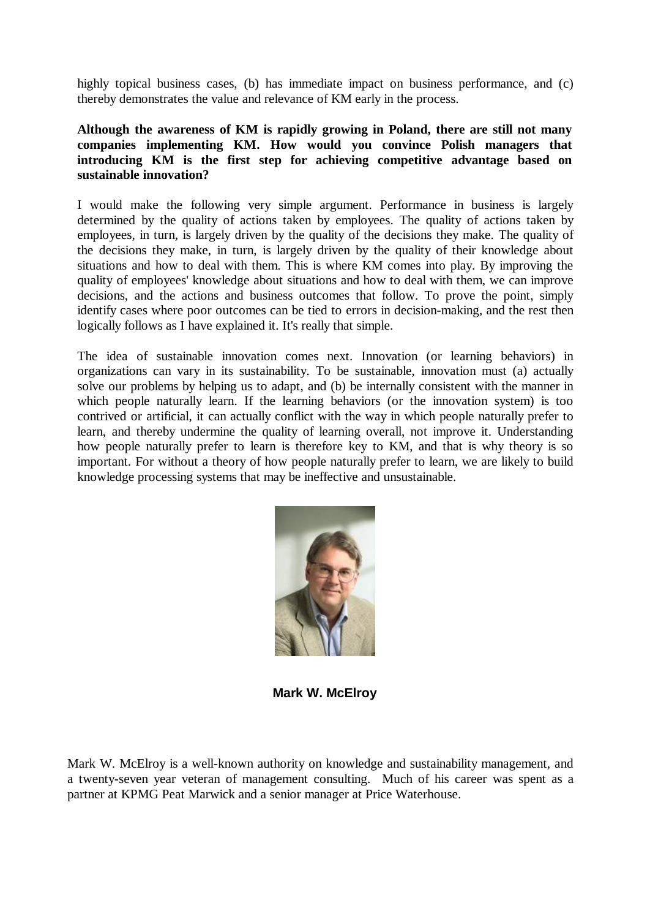highly topical business cases, (b) has immediate impact on business performance, and (c) thereby demonstrates the value and relevance of KM early in the process.

**Although the awareness of KM is rapidly growing in Poland, there are still not many companies implementing KM. How would you convince Polish managers that introducing KM is the first step for achieving competitive advantage based on sustainable innovation?**

I would make the following very simple argument. Performance in business is largely determined by the quality of actions taken by employees. The quality of actions taken by employees, in turn, is largely driven by the quality of the decisions they make. The quality of the decisions they make, in turn, is largely driven by the quality of their knowledge about situations and how to deal with them. This is where KM comes into play. By improving the quality of employees' knowledge about situations and how to deal with them, we can improve decisions, and the actions and business outcomes that follow. To prove the point, simply identify cases where poor outcomes can be tied to errors in decision-making, and the rest then logically follows as I have explained it. It's really that simple.

The idea of sustainable innovation comes next. Innovation (or learning behaviors) in organizations can vary in its sustainability. To be sustainable, innovation must (a) actually solve our problems by helping us to adapt, and (b) be internally consistent with the manner in which people naturally learn. If the learning behaviors (or the innovation system) is too contrived or artificial, it can actually conflict with the way in which people naturally prefer to learn, and thereby undermine the quality of learning overall, not improve it. Understanding how people naturally prefer to learn is therefore key to KM, and that is why theory is so important. For without a theory of how people naturally prefer to learn, we are likely to build knowledge processing systems that may be ineffective and unsustainable.

**Mark W. McElroy**

Mark W. McElroy is a well-known authority on knowledge and sustainability management, and a twenty-seven year veteran of management consulting. Much of his career was spent as a partner at KPMG Peat Marwick and a senior manager at Price Waterhouse.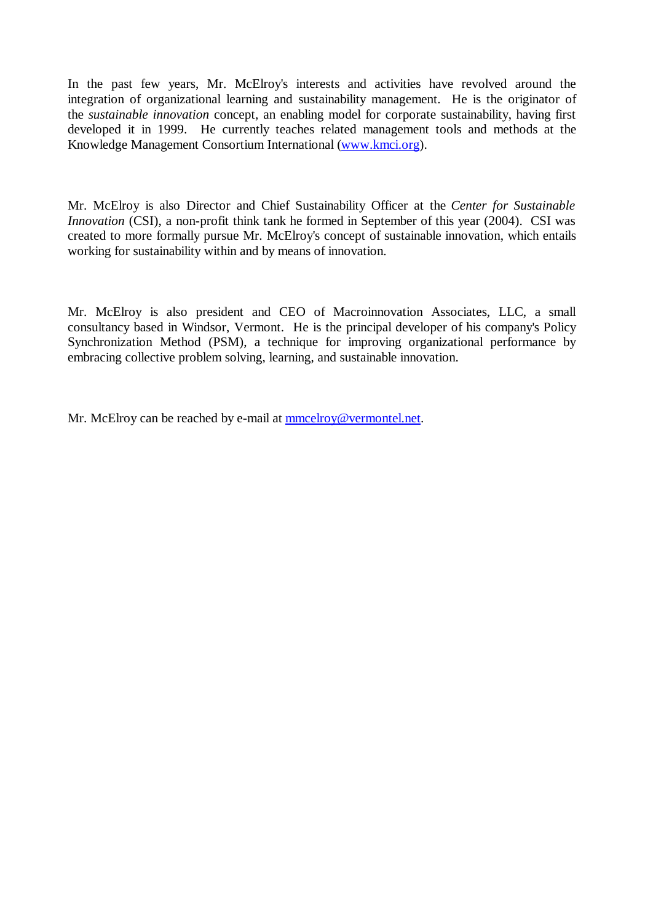In the past few years, Mr. McElroy's interests and activities have revolved around the integration of organizational learning and sustainability management. He is the originator of the *sustainable innovation* concept, an enabling model for corporate sustainability, having first developed it in 1999. He currently teaches related management tools and methods at the Knowledge Management Consortium International ([www.kmci.org](http://www.kmci.org)).

Mr. McElroy is also Director and Chief Sustainability Officer at the *Center for Sustainable Innovation* (CSI), a non-profit think tank he formed in September of this year (2004). CSI was created to more formally pursue Mr. McElroy's concept of sustainable innovation, which entails working for sustainability within and by means of innovation.

Mr. McElroy is also president and CEO of Macroinnovation Associates, LLC, a small consultancy based in Windsor, Vermont. He is the principal developer of his company's Policy Synchronization Method (PSM), a technique for improving organizational performance by embracing collective problem solving, learning, and sustainable innovation.

Mr. McElroy can be reached by e-mail at [mmcelroy@vermontel.net](mailto:mmcelroy@vermontel.net).